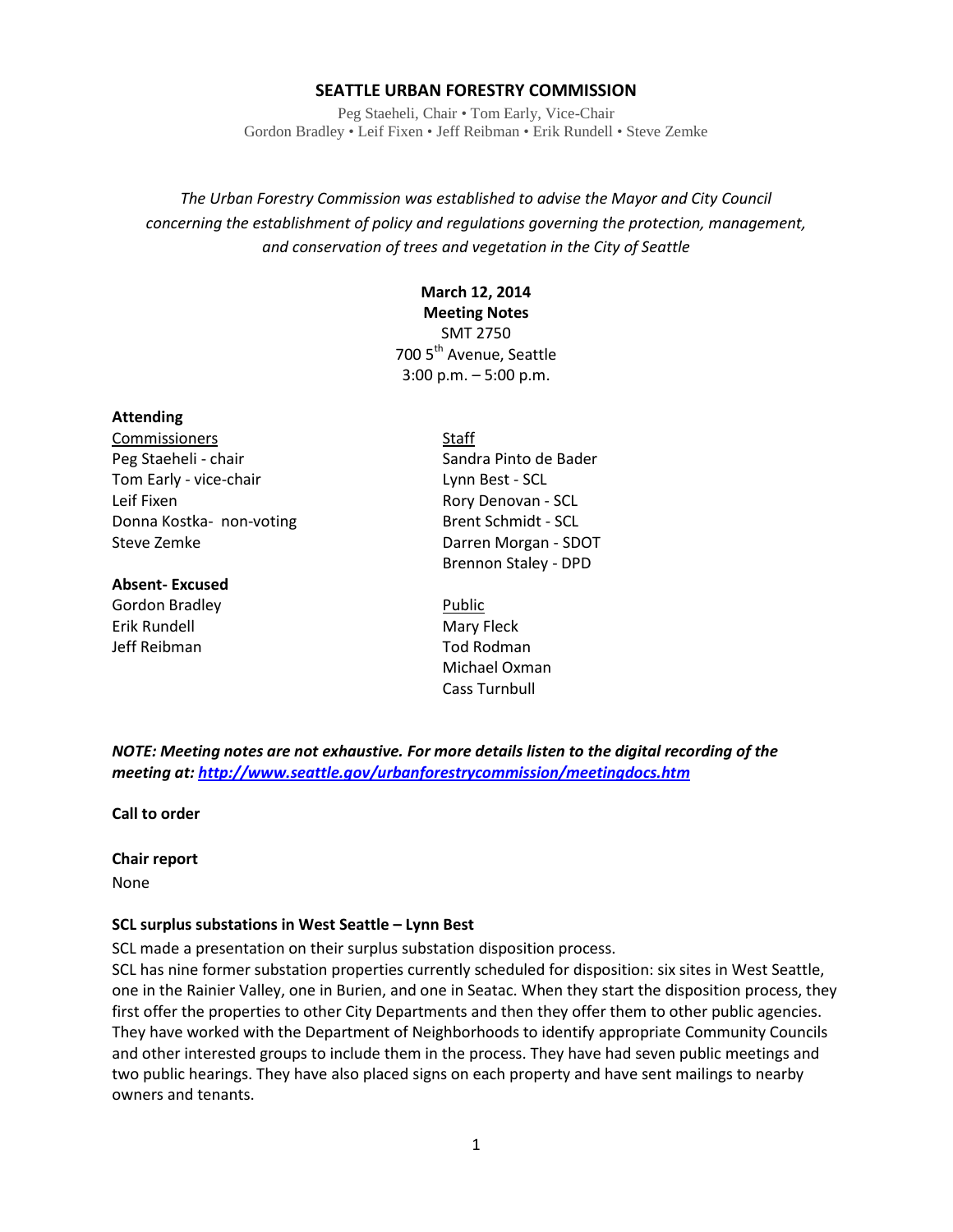# SEATTLE URBAN FORESTRY COMMISSION

Peg Staeheli, Chair • Tom Early, Vice-Chair
Gordon Bradley • Leif Fixen • Jeff Reibman • Erik Rundell • Steve Zemke

*The Urban Forestry Commission was established to advise the Mayor and City Council concerning the establishment of policy and regulations governing the protection, management, and conservation of trees and vegetation in the City of Seattle*

**March 12, 2014**
**Meeting Notes**
SMT 2750
700 5th Avenue, Seattle
3:00 p.m. – 5:00 p.m.

**Attending**

Commissioners
Peg Staeheli - chair
Tom Early - vice-chair
Leif Fixen
Donna Kostka- non-voting
Steve Zemke

Staff
Sandra Pinto de Bader
Lynn Best - SCL
Rory Denovan - SCL
Brent Schmidt - SCL
Darren Morgan - SDOT
Brennon Staley - DPD

**Absent- Excused**
Gordon Bradley
Erik Rundell
Jeff Reibman

Public
Mary Fleck
Tod Rodman
Michael Oxman
Cass Turnbull

***NOTE: Meeting notes are not exhaustive. For more details listen to the digital recording of the meeting at: http://www.seattle.gov/urbanforestrycommission/meetingdocs.htm***

**Call to order**

**Chair report**

None

**SCL surplus substations in West Seattle – Lynn Best**

SCL made a presentation on their surplus substation disposition process.

SCL has nine former substation properties currently scheduled for disposition: six sites in West Seattle, one in the Rainier Valley, one in Burien, and one in Seatac. When they start the disposition process, they first offer the properties to other City Departments and then they offer them to other public agencies. They have worked with the Department of Neighborhoods to identify appropriate Community Councils and other interested groups to include them in the process. They have had seven public meetings and two public hearings. They have also placed signs on each property and have sent mailings to nearby owners and tenants.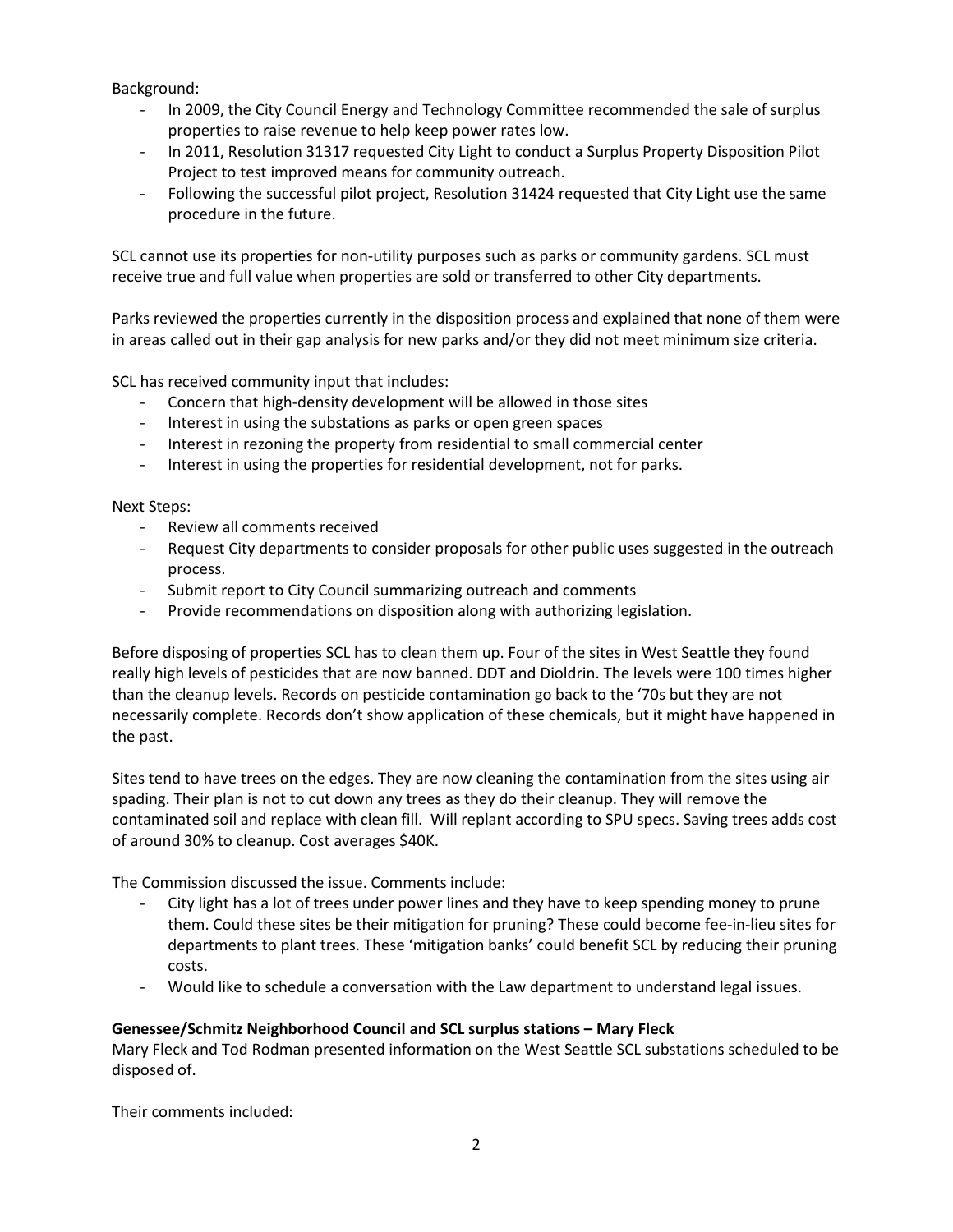Background:

- In 2009, the City Council Energy and Technology Committee recommended the sale of surplus properties to raise revenue to help keep power rates low.
- In 2011, Resolution 31317 requested City Light to conduct a Surplus Property Disposition Pilot Project to test improved means for community outreach.
- Following the successful pilot project, Resolution 31424 requested that City Light use the same procedure in the future.

SCL cannot use its properties for non-utility purposes such as parks or community gardens. SCL must receive true and full value when properties are sold or transferred to other City departments.

Parks reviewed the properties currently in the disposition process and explained that none of them were in areas called out in their gap analysis for new parks and/or they did not meet minimum size criteria.

SCL has received community input that includes:

- Concern that high-density development will be allowed in those sites
- Interest in using the substations as parks or open green spaces
- Interest in rezoning the property from residential to small commercial center
- Interest in using the properties for residential development, not for parks.

Next Steps:

- Review all comments received
- Request City departments to consider proposals for other public uses suggested in the outreach process.
- Submit report to City Council summarizing outreach and comments
- Provide recommendations on disposition along with authorizing legislation.

Before disposing of properties SCL has to clean them up. Four of the sites in West Seattle they found really high levels of pesticides that are now banned. DDT and Dioldrin. The levels were 100 times higher than the cleanup levels. Records on pesticide contamination go back to the '70s but they are not necessarily complete. Records don't show application of these chemicals, but it might have happened in the past.

Sites tend to have trees on the edges. They are now cleaning the contamination from the sites using air spading. Their plan is not to cut down any trees as they do their cleanup. They will remove the contaminated soil and replace with clean fill. Will replant according to SPU specs. Saving trees adds cost of around 30% to cleanup. Cost averages $40K.

The Commission discussed the issue. Comments include:

- City light has a lot of trees under power lines and they have to keep spending money to prune them. Could these sites be their mitigation for pruning? These could become fee-in-lieu sites for departments to plant trees. These 'mitigation banks' could benefit SCL by reducing their pruning costs.
- Would like to schedule a conversation with the Law department to understand legal issues.

**Genessee/Schmitz Neighborhood Council and SCL surplus stations – Mary Fleck**

Mary Fleck and Tod Rodman presented information on the West Seattle SCL substations scheduled to be disposed of.

Their comments included: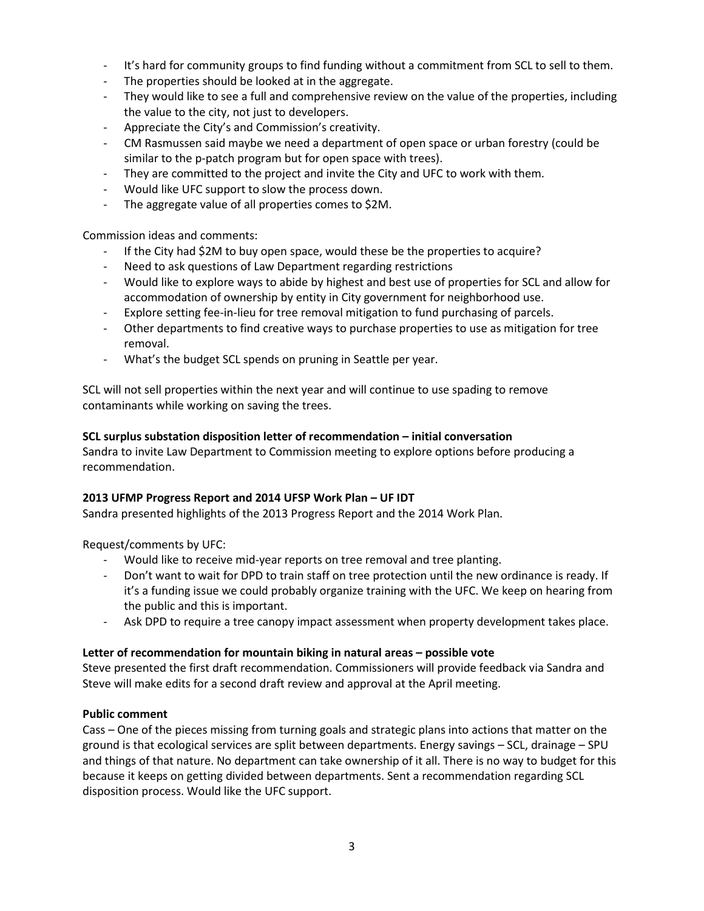- It's hard for community groups to find funding without a commitment from SCL to sell to them.
- The properties should be looked at in the aggregate.
- They would like to see a full and comprehensive review on the value of the properties, including the value to the city, not just to developers.
- Appreciate the City's and Commission's creativity.
- CM Rasmussen said maybe we need a department of open space or urban forestry (could be similar to the p-patch program but for open space with trees).
- They are committed to the project and invite the City and UFC to work with them.
- Would like UFC support to slow the process down.
- The aggregate value of all properties comes to $2M.

Commission ideas and comments:

- If the City had $2M to buy open space, would these be the properties to acquire?
- Need to ask questions of Law Department regarding restrictions
- Would like to explore ways to abide by highest and best use of properties for SCL and allow for accommodation of ownership by entity in City government for neighborhood use.
- Explore setting fee-in-lieu for tree removal mitigation to fund purchasing of parcels.
- Other departments to find creative ways to purchase properties to use as mitigation for tree removal.
- What's the budget SCL spends on pruning in Seattle per year.

SCL will not sell properties within the next year and will continue to use spading to remove contaminants while working on saving the trees.

**SCL surplus substation disposition letter of recommendation – initial conversation**

Sandra to invite Law Department to Commission meeting to explore options before producing a recommendation.

**2013 UFMP Progress Report and 2014 UFSP Work Plan – UF IDT**

Sandra presented highlights of the 2013 Progress Report and the 2014 Work Plan.

Request/comments by UFC:

- Would like to receive mid-year reports on tree removal and tree planting.
- Don't want to wait for DPD to train staff on tree protection until the new ordinance is ready. If it's a funding issue we could probably organize training with the UFC. We keep on hearing from the public and this is important.
- Ask DPD to require a tree canopy impact assessment when property development takes place.

**Letter of recommendation for mountain biking in natural areas – possible vote**

Steve presented the first draft recommendation. Commissioners will provide feedback via Sandra and Steve will make edits for a second draft review and approval at the April meeting.

**Public comment**

Cass – One of the pieces missing from turning goals and strategic plans into actions that matter on the ground is that ecological services are split between departments. Energy savings – SCL, drainage – SPU and things of that nature. No department can take ownership of it all. There is no way to budget for this because it keeps on getting divided between departments. Sent a recommendation regarding SCL disposition process. Would like the UFC support.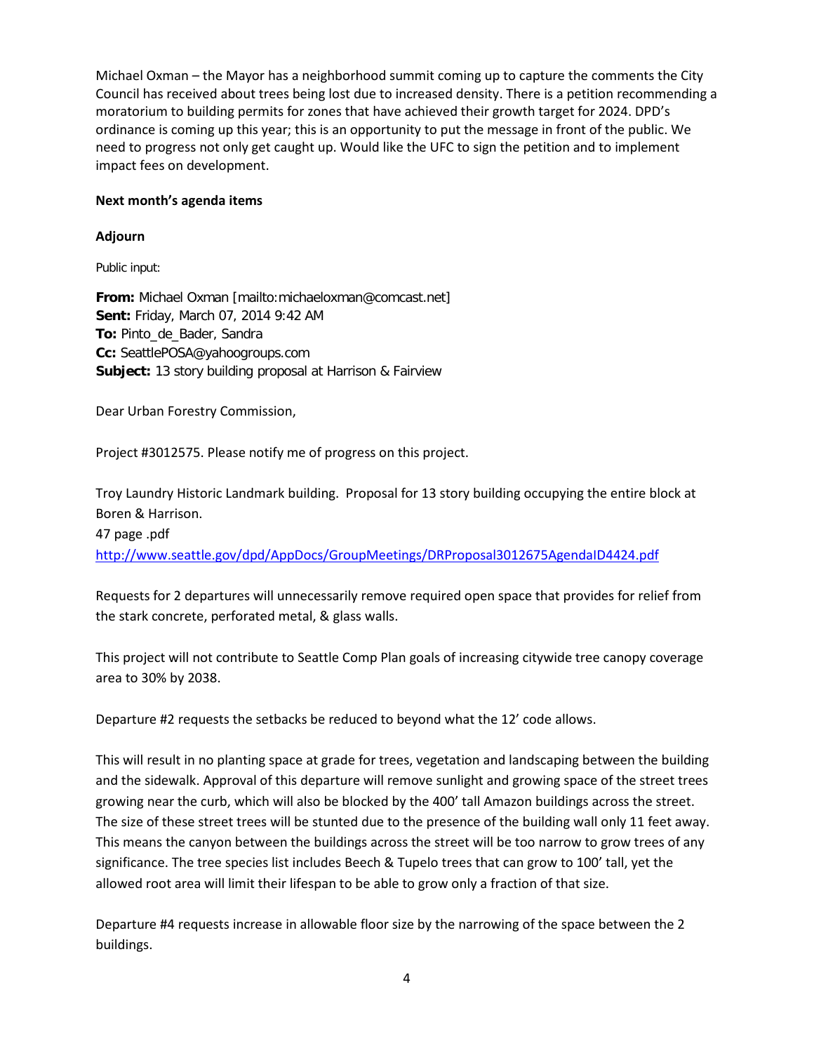Michael Oxman – the Mayor has a neighborhood summit coming up to capture the comments the City Council has received about trees being lost due to increased density. There is a petition recommending a moratorium to building permits for zones that have achieved their growth target for 2024. DPD's ordinance is coming up this year; this is an opportunity to put the message in front of the public. We need to progress not only get caught up. Would like the UFC to sign the petition and to implement impact fees on development.

**Next month's agenda items**

**Adjourn**

Public input:

**From:** Michael Oxman [mailto:michaeloxman@comcast.net]
**Sent:** Friday, March 07, 2014 9:42 AM
**To:** Pinto_de_Bader, Sandra
**Cc:** SeattlePOSA@yahoogroups.com
**Subject:** 13 story building proposal at Harrison & Fairview

Dear Urban Forestry Commission,

Project #3012575. Please notify me of progress on this project.

Troy Laundry Historic Landmark building. Proposal for 13 story building occupying the entire block at Boren & Harrison.
47 page .pdf
http://www.seattle.gov/dpd/AppDocs/GroupMeetings/DRProposal3012675AgendaID4424.pdf

Requests for 2 departures will unnecessarily remove required open space that provides for relief from the stark concrete, perforated metal, & glass walls.

This project will not contribute to Seattle Comp Plan goals of increasing citywide tree canopy coverage area to 30% by 2038.

Departure #2 requests the setbacks be reduced to beyond what the 12' code allows.

This will result in no planting space at grade for trees, vegetation and landscaping between the building and the sidewalk. Approval of this departure will remove sunlight and growing space of the street trees growing near the curb, which will also be blocked by the 400' tall Amazon buildings across the street. The size of these street trees will be stunted due to the presence of the building wall only 11 feet away. This means the canyon between the buildings across the street will be too narrow to grow trees of any significance. The tree species list includes Beech & Tupelo trees that can grow to 100' tall, yet the allowed root area will limit their lifespan to be able to grow only a fraction of that size.

Departure #4 requests increase in allowable floor size by the narrowing of the space between the 2 buildings.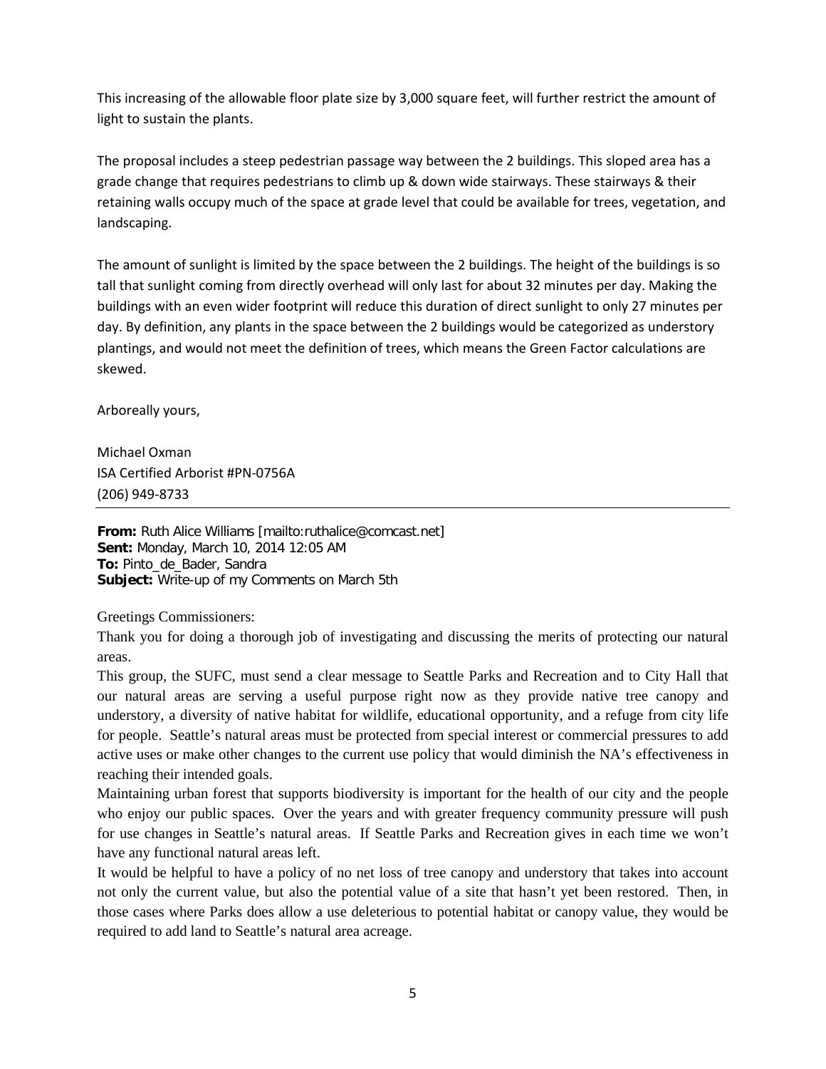This increasing of the allowable floor plate size by 3,000 square feet, will further restrict the amount of light to sustain the plants.

The proposal includes a steep pedestrian passage way between the 2 buildings. This sloped area has a grade change that requires pedestrians to climb up & down wide stairways. These stairways & their retaining walls occupy much of the space at grade level that could be available for trees, vegetation, and landscaping.

The amount of sunlight is limited by the space between the 2 buildings. The height of the buildings is so tall that sunlight coming from directly overhead will only last for about 32 minutes per day. Making the buildings with an even wider footprint will reduce this duration of direct sunlight to only 27 minutes per day. By definition, any plants in the space between the 2 buildings would be categorized as understory plantings, and would not meet the definition of trees, which means the Green Factor calculations are skewed.

Arboreally yours,

Michael Oxman
ISA Certified Arborist #PN-0756A
(206) 949-8733

---

**From:** Ruth Alice Williams [mailto:ruthalice@comcast.net]
**Sent:** Monday, March 10, 2014 12:05 AM
**To:** Pinto_de_Bader, Sandra
**Subject:** Write-up of my Comments on March 5th

Greetings Commissioners:

Thank you for doing a thorough job of investigating and discussing the merits of protecting our natural areas.

This group, the SUFC, must send a clear message to Seattle Parks and Recreation and to City Hall that our natural areas are serving a useful purpose right now as they provide native tree canopy and understory, a diversity of native habitat for wildlife, educational opportunity, and a refuge from city life for people. Seattle's natural areas must be protected from special interest or commercial pressures to add active uses or make other changes to the current use policy that would diminish the NA's effectiveness in reaching their intended goals.

Maintaining urban forest that supports biodiversity is important for the health of our city and the people who enjoy our public spaces. Over the years and with greater frequency community pressure will push for use changes in Seattle's natural areas. If Seattle Parks and Recreation gives in each time we won't have any functional natural areas left.

It would be helpful to have a policy of no net loss of tree canopy and understory that takes into account not only the current value, but also the potential value of a site that hasn't yet been restored. Then, in those cases where Parks does allow a use deleterious to potential habitat or canopy value, they would be required to add land to Seattle's natural area acreage.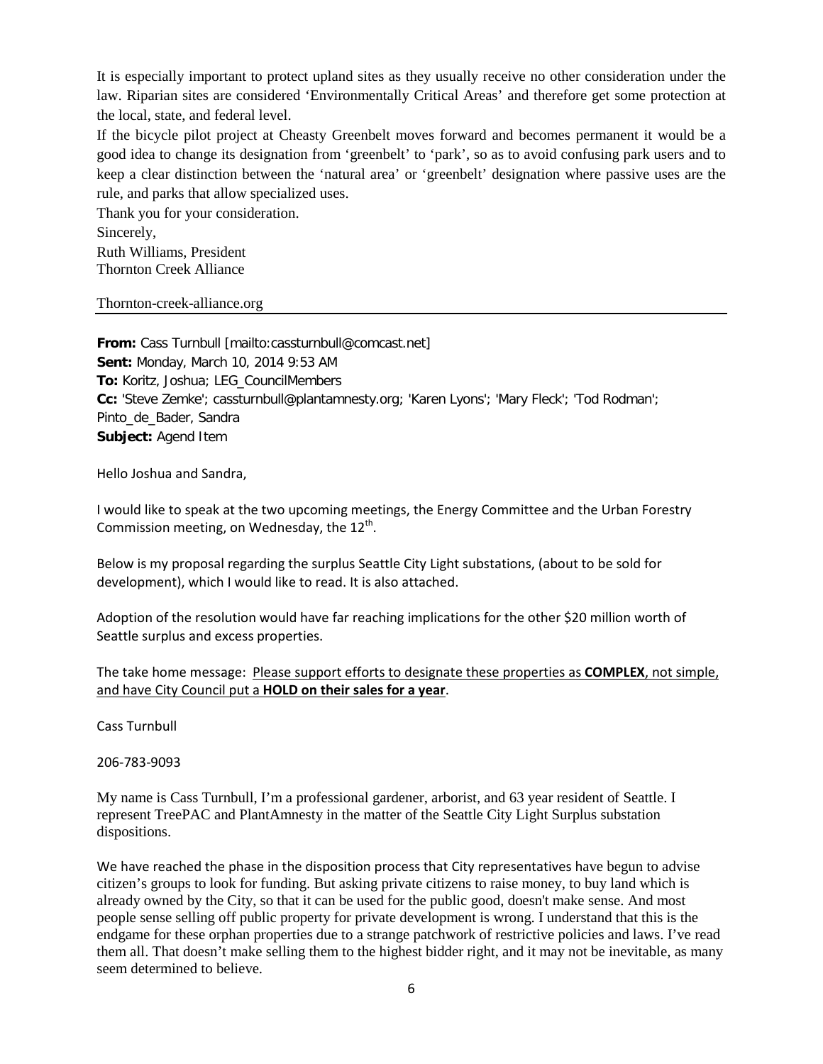It is especially important to protect upland sites as they usually receive no other consideration under the law. Riparian sites are considered 'Environmentally Critical Areas' and therefore get some protection at the local, state, and federal level.

If the bicycle pilot project at Cheasty Greenbelt moves forward and becomes permanent it would be a good idea to change its designation from 'greenbelt' to 'park', so as to avoid confusing park users and to keep a clear distinction between the 'natural area' or 'greenbelt' designation where passive uses are the rule, and parks that allow specialized uses.

Thank you for your consideration.

Sincerely,

Ruth Williams, President
Thornton Creek Alliance

Thornton-creek-alliance.org

---

**From:** Cass Turnbull [mailto:cassturnbull@comcast.net]
**Sent:** Monday, March 10, 2014 9:53 AM
**To:** Koritz, Joshua; LEG_CouncilMembers
**Cc:** 'Steve Zemke'; cassturnbull@plantamnesty.org; 'Karen Lyons'; 'Mary Fleck'; 'Tod Rodman'; Pinto_de_Bader, Sandra
**Subject:** Agend Item

Hello Joshua and Sandra,

I would like to speak at the two upcoming meetings, the Energy Committee and the Urban Forestry Commission meeting, on Wednesday, the 12th.

Below is my proposal regarding the surplus Seattle City Light substations, (about to be sold for development), which I would like to read. It is also attached.

Adoption of the resolution would have far reaching implications for the other $20 million worth of Seattle surplus and excess properties.

The take home message: Please support efforts to designate these properties as **COMPLEX**, not simple, and have City Council put a **HOLD on their sales for a year**.

Cass Turnbull

206-783-9093

My name is Cass Turnbull, I'm a professional gardener, arborist, and 63 year resident of Seattle. I represent TreePAC and PlantAmnesty in the matter of the Seattle City Light Surplus substation dispositions.

We have reached the phase in the disposition process that City representatives have begun to advise citizen's groups to look for funding. But asking private citizens to raise money, to buy land which is already owned by the City, so that it can be used for the public good, doesn't make sense. And most people sense selling off public property for private development is wrong. I understand that this is the endgame for these orphan properties due to a strange patchwork of restrictive policies and laws. I've read them all. That doesn't make selling them to the highest bidder right, and it may not be inevitable, as many seem determined to believe.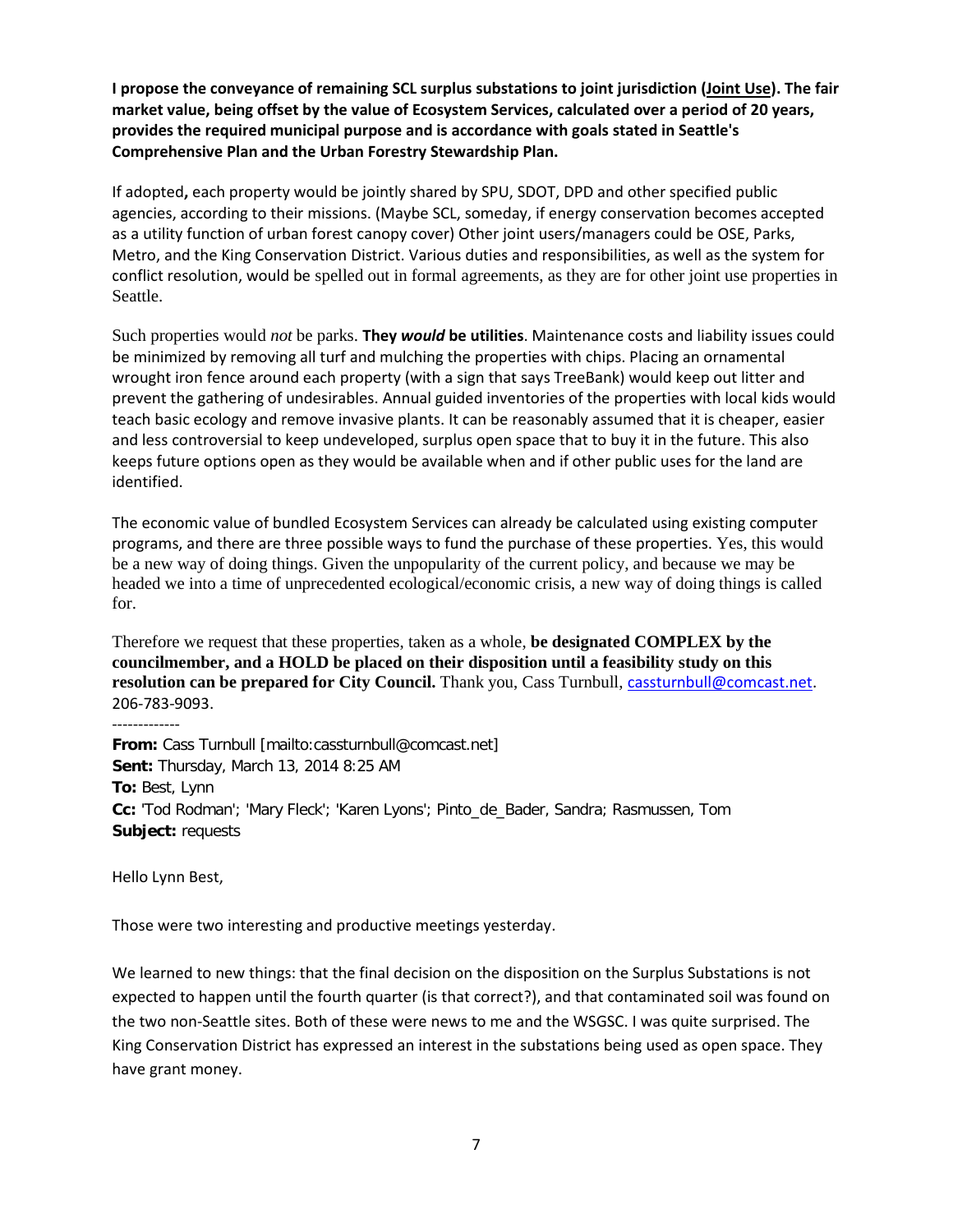**I propose the conveyance of remaining SCL surplus substations to joint jurisdiction (Joint Use). The fair market value, being offset by the value of Ecosystem Services, calculated over a period of 20 years, provides the required municipal purpose and is accordance with goals stated in Seattle's Comprehensive Plan and the Urban Forestry Stewardship Plan.**

If adopted**,** each property would be jointly shared by SPU, SDOT, DPD and other specified public agencies, according to their missions. (Maybe SCL, someday, if energy conservation becomes accepted as a utility function of urban forest canopy cover) Other joint users/managers could be OSE, Parks, Metro, and the King Conservation District. Various duties and responsibilities, as well as the system for conflict resolution, would be spelled out in formal agreements, as they are for other joint use properties in Seattle.

Such properties would *not* be parks. **They *would* be utilities**. Maintenance costs and liability issues could be minimized by removing all turf and mulching the properties with chips. Placing an ornamental wrought iron fence around each property (with a sign that says TreeBank) would keep out litter and prevent the gathering of undesirables. Annual guided inventories of the properties with local kids would teach basic ecology and remove invasive plants. It can be reasonably assumed that it is cheaper, easier and less controversial to keep undeveloped, surplus open space that to buy it in the future. This also keeps future options open as they would be available when and if other public uses for the land are identified.

The economic value of bundled Ecosystem Services can already be calculated using existing computer programs, and there are three possible ways to fund the purchase of these properties. Yes, this would be a new way of doing things. Given the unpopularity of the current policy, and because we may be headed we into a time of unprecedented ecological/economic crisis, a new way of doing things is called for.

Therefore we request that these properties, taken as a whole, **be designated COMPLEX by the councilmember, and a HOLD be placed on their disposition until a feasibility study on this resolution can be prepared for City Council.** Thank you, Cass Turnbull, cassturnbull@comcast.net. 206-783-9093.

-------------

**From:** Cass Turnbull [mailto:cassturnbull@comcast.net]
**Sent:** Thursday, March 13, 2014 8:25 AM
**To:** Best, Lynn
**Cc:** 'Tod Rodman'; 'Mary Fleck'; 'Karen Lyons'; Pinto_de_Bader, Sandra; Rasmussen, Tom
**Subject:** requests

Hello Lynn Best,

Those were two interesting and productive meetings yesterday.

We learned to new things: that the final decision on the disposition on the Surplus Substations is not expected to happen until the fourth quarter (is that correct?), and that contaminated soil was found on the two non-Seattle sites. Both of these were news to me and the WSGSC. I was quite surprised. The King Conservation District has expressed an interest in the substations being used as open space. They have grant money.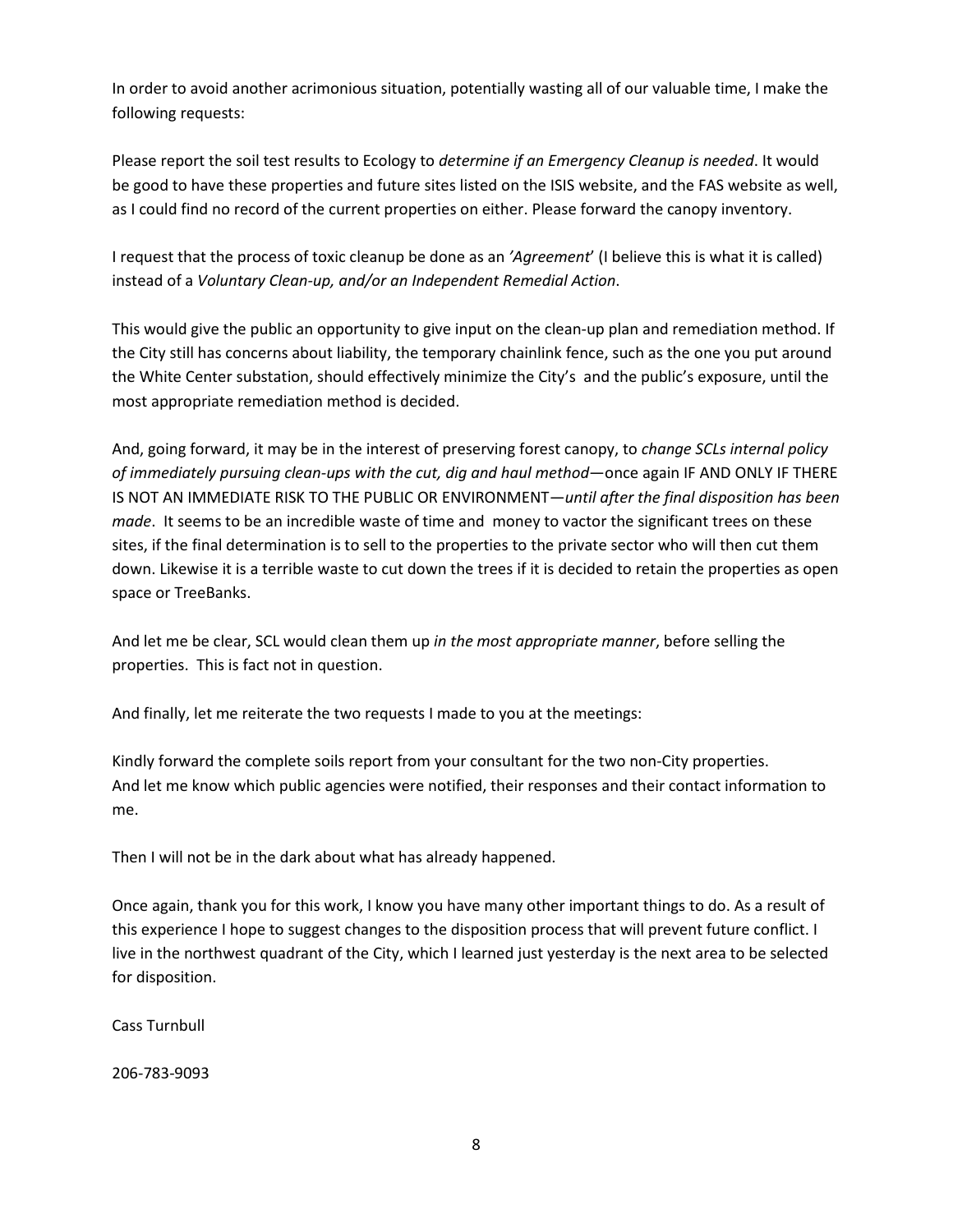In order to avoid another acrimonious situation, potentially wasting all of our valuable time, I make the following requests:

Please report the soil test results to Ecology to *determine if an Emergency Cleanup is needed*. It would be good to have these properties and future sites listed on the ISIS website, and the FAS website as well, as I could find no record of the current properties on either. Please forward the canopy inventory.

I request that the process of toxic cleanup be done as an *'Agreement*' (I believe this is what it is called) instead of a *Voluntary Clean-up, and/or an Independent Remedial Action*.

This would give the public an opportunity to give input on the clean-up plan and remediation method. If the City still has concerns about liability, the temporary chainlink fence, such as the one you put around the White Center substation, should effectively minimize the City's and the public's exposure, until the most appropriate remediation method is decided.

And, going forward, it may be in the interest of preserving forest canopy, to *change SCLs internal policy of immediately pursuing clean-ups with the cut, dig and haul method*—once again IF AND ONLY IF THERE IS NOT AN IMMEDIATE RISK TO THE PUBLIC OR ENVIRONMENT—*until after the final disposition has been made*. It seems to be an incredible waste of time and money to vactor the significant trees on these sites, if the final determination is to sell to the properties to the private sector who will then cut them down. Likewise it is a terrible waste to cut down the trees if it is decided to retain the properties as open space or TreeBanks.

And let me be clear, SCL would clean them up *in the most appropriate manner*, before selling the properties. This is fact not in question.

And finally, let me reiterate the two requests I made to you at the meetings:

Kindly forward the complete soils report from your consultant for the two non-City properties.
And let me know which public agencies were notified, their responses and their contact information to me.

Then I will not be in the dark about what has already happened.

Once again, thank you for this work, I know you have many other important things to do. As a result of this experience I hope to suggest changes to the disposition process that will prevent future conflict. I live in the northwest quadrant of the City, which I learned just yesterday is the next area to be selected for disposition.

Cass Turnbull

206-783-9093